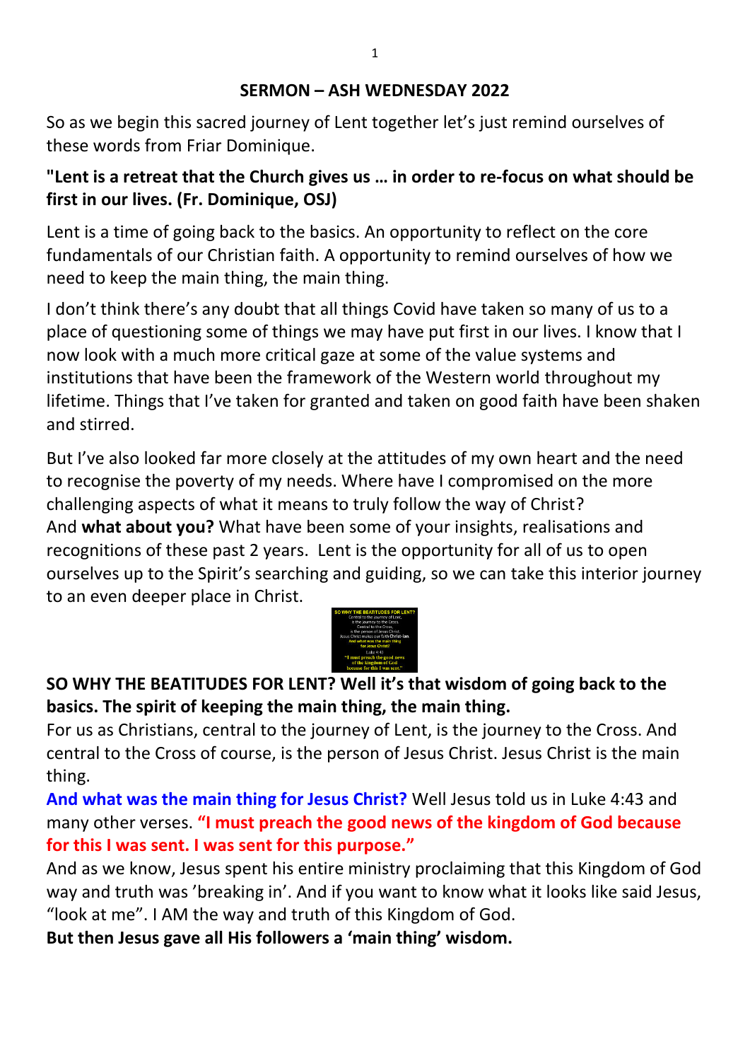## SERMON – ASH WEDNESDAY 2022

So as we begin this sacred journey of Lent together let's just remind ourselves of these words from Friar Dominique.

**"Lent is a retreat that the Church gives us … in order to re-focus on what should be first in our lives. (Fr. Dominique, OSJ)**

Lent is a time of going back to the basics. An opportunity to reflect on the core fundamentals of our Christian faith. A opportunity to remind ourselves of how we need to keep the main thing, the main thing.

I don't think there's any doubt that all things Covid have taken so many of us to a place of questioning some of things we may have put first in our lives. I know that I now look with a much more critical gaze at some of the value systems and institutions that have been the framework of the Western world throughout my lifetime. Things that I've taken for granted and taken on good faith have been shaken and stirred.

But I've also looked far more closely at the attitudes of my own heart and the need to recognise the poverty of my needs. Where have I compromised on the more challenging aspects of what it means to truly follow the way of Christ?
And **what about you?** What have been some of your insights, realisations and recognitions of these past 2 years. Lent is the opportunity for all of us to open ourselves up to the Spirit's searching and guiding, so we can take this interior journey to an even deeper place in Christ.

**SO WHY THE BEATITUDES FOR LENT? Well it's that wisdom of going back to the basics. The spirit of keeping the main thing, the main thing.**
For us as Christians, central to the journey of Lent, is the journey to the Cross. And central to the Cross of course, is the person of Jesus Christ. Jesus Christ is the main thing.
**And what was the main thing for Jesus Christ?** Well Jesus told us in Luke 4:43 and many other verses. **"I must preach the good news of the kingdom of God because for this I was sent. I was sent for this purpose."**
And as we know, Jesus spent his entire ministry proclaiming that this Kingdom of God way and truth was 'breaking in'. And if you want to know what it looks like said Jesus, "look at me". I AM the way and truth of this Kingdom of God.
**But then Jesus gave all His followers a 'main thing' wisdom.**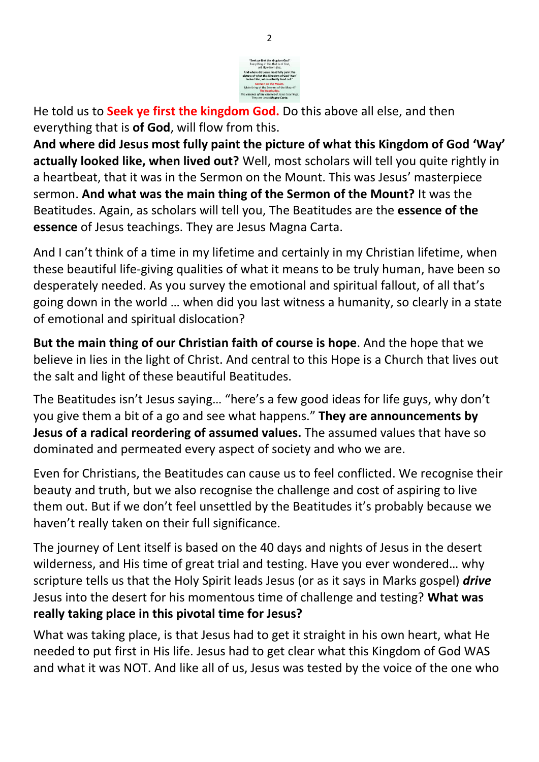He told us to **Seek ye first the kingdom God.** Do this above all else, and then everything that is **of God**, will flow from this.

**And where did Jesus most fully paint the picture of what this Kingdom of God 'Way' actually looked like, when lived out?** Well, most scholars will tell you quite rightly in a heartbeat, that it was in the Sermon on the Mount. This was Jesus' masterpiece sermon. **And what was the main thing of the Sermon of the Mount?** It was the Beatitudes. Again, as scholars will tell you, The Beatitudes are the **essence of the essence** of Jesus teachings. They are Jesus Magna Carta.

And I can't think of a time in my lifetime and certainly in my Christian lifetime, when these beautiful life-giving qualities of what it means to be truly human, have been so desperately needed. As you survey the emotional and spiritual fallout, of all that's going down in the world … when did you last witness a humanity, so clearly in a state of emotional and spiritual dislocation?

**But the main thing of our Christian faith of course is hope**. And the hope that we believe in lies in the light of Christ. And central to this Hope is a Church that lives out the salt and light of these beautiful Beatitudes.

The Beatitudes isn't Jesus saying… "here's a few good ideas for life guys, why don't you give them a bit of a go and see what happens." **They are announcements by Jesus of a radical reordering of assumed values.** The assumed values that have so dominated and permeated every aspect of society and who we are.

Even for Christians, the Beatitudes can cause us to feel conflicted. We recognise their beauty and truth, but we also recognise the challenge and cost of aspiring to live them out. But if we don't feel unsettled by the Beatitudes it's probably because we haven't really taken on their full significance.

The journey of Lent itself is based on the 40 days and nights of Jesus in the desert wilderness, and His time of great trial and testing. Have you ever wondered… why scripture tells us that the Holy Spirit leads Jesus (or as it says in Marks gospel) ***drive*** Jesus into the desert for his momentous time of challenge and testing? **What was really taking place in this pivotal time for Jesus?**

What was taking place, is that Jesus had to get it straight in his own heart, what He needed to put first in His life. Jesus had to get clear what this Kingdom of God WAS and what it was NOT. And like all of us, Jesus was tested by the voice of the one who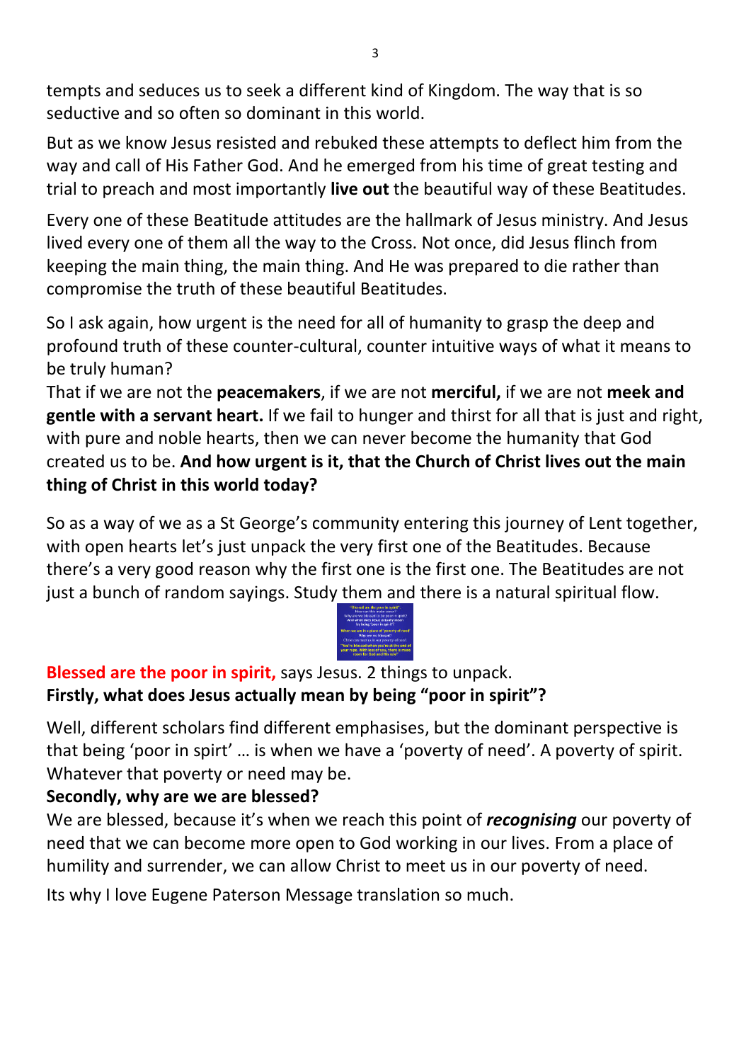tempts and seduces us to seek a different kind of Kingdom. The way that is so seductive and so often so dominant in this world.

But as we know Jesus resisted and rebuked these attempts to deflect him from the way and call of His Father God. And he emerged from his time of great testing and trial to preach and most importantly **live out** the beautiful way of these Beatitudes.

Every one of these Beatitude attitudes are the hallmark of Jesus ministry. And Jesus lived every one of them all the way to the Cross. Not once, did Jesus flinch from keeping the main thing, the main thing. And He was prepared to die rather than compromise the truth of these beautiful Beatitudes.

So I ask again, how urgent is the need for all of humanity to grasp the deep and profound truth of these counter-cultural, counter intuitive ways of what it means to be truly human?
That if we are not the **peacemakers**, if we are not **merciful,** if we are not **meek and gentle with a servant heart.** If we fail to hunger and thirst for all that is just and right, with pure and noble hearts, then we can never become the humanity that God created us to be. **And how urgent is it, that the Church of Christ lives out the main thing of Christ in this world today?**

So as a way of we as a St George's community entering this journey of Lent together, with open hearts let's just unpack the very first one of the Beatitudes. Because there's a very good reason why the first one is the first one. The Beatitudes are not just a bunch of random sayings. Study them and there is a natural spiritual flow.

**Blessed are the poor in spirit,** says Jesus. 2 things to unpack.
**Firstly, what does Jesus actually mean by being "poor in spirit"?**

Well, different scholars find different emphasises, but the dominant perspective is that being 'poor in spirt' … is when we have a 'poverty of need'. A poverty of spirit. Whatever that poverty or need may be.

**Secondly, why are we are blessed?**
We are blessed, because it's when we reach this point of ***recognising*** our poverty of need that we can become more open to God working in our lives. From a place of humility and surrender, we can allow Christ to meet us in our poverty of need.

Its why I love Eugene Paterson Message translation so much.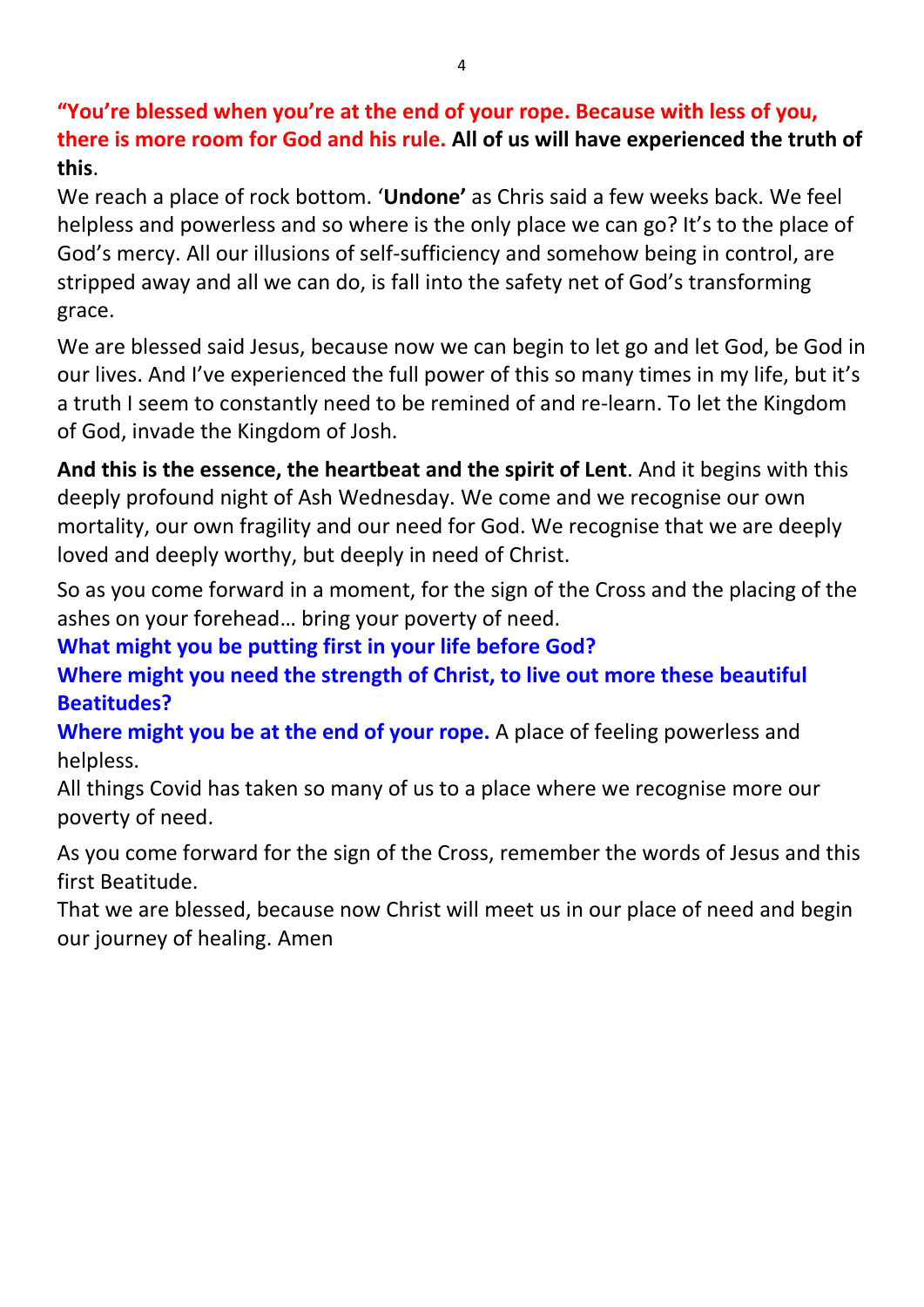**"You're blessed when you're at the end of your rope. Because with less of you, there is more room for God and his rule. All of us will have experienced the truth of this**.

We reach a place of rock bottom. '**Undone'** as Chris said a few weeks back. We feel helpless and powerless and so where is the only place we can go? It's to the place of God's mercy. All our illusions of self-sufficiency and somehow being in control, are stripped away and all we can do, is fall into the safety net of God's transforming grace.

We are blessed said Jesus, because now we can begin to let go and let God, be God in our lives. And I've experienced the full power of this so many times in my life, but it's a truth I seem to constantly need to be remined of and re-learn. To let the Kingdom of God, invade the Kingdom of Josh.

**And this is the essence, the heartbeat and the spirit of Lent**. And it begins with this deeply profound night of Ash Wednesday. We come and we recognise our own mortality, our own fragility and our need for God. We recognise that we are deeply loved and deeply worthy, but deeply in need of Christ.

So as you come forward in a moment, for the sign of the Cross and the placing of the ashes on your forehead… bring your poverty of need.

**What might you be putting first in your life before God?**

**Where might you need the strength of Christ, to live out more these beautiful Beatitudes?**

**Where might you be at the end of your rope.** A place of feeling powerless and helpless.

All things Covid has taken so many of us to a place where we recognise more our poverty of need.

As you come forward for the sign of the Cross, remember the words of Jesus and this first Beatitude.

That we are blessed, because now Christ will meet us in our place of need and begin our journey of healing. Amen